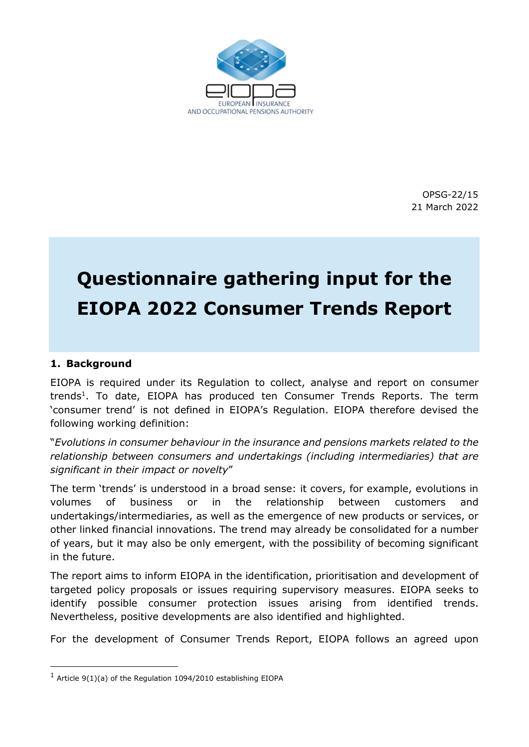OPSG-22/15
21 March 2022

# Questionnaire gathering input for the EIOPA 2022 Consumer Trends Report

## 1. Background

EIOPA is required under its Regulation to collect, analyse and report on consumer trends[1]. To date, EIOPA has produced ten Consumer Trends Reports. The term 'consumer trend' is not defined in EIOPA's Regulation. EIOPA therefore devised the following working definition:

"*Evolutions in consumer behaviour in the insurance and pensions markets related to the relationship between consumers and undertakings (including intermediaries) that are significant in their impact or novelty*"

The term 'trends' is understood in a broad sense: it covers, for example, evolutions in volumes of business or in the relationship between customers and undertakings/intermediaries, as well as the emergence of new products or services, or other linked financial innovations. The trend may already be consolidated for a number of years, but it may also be only emergent, with the possibility of becoming significant in the future.

The report aims to inform EIOPA in the identification, prioritisation and development of targeted policy proposals or issues requiring supervisory measures. EIOPA seeks to identify possible consumer protection issues arising from identified trends. Nevertheless, positive developments are also identified and highlighted.

For the development of Consumer Trends Report, EIOPA follows an agreed upon

[1] Article 9(1)(a) of the Regulation 1094/2010 establishing EIOPA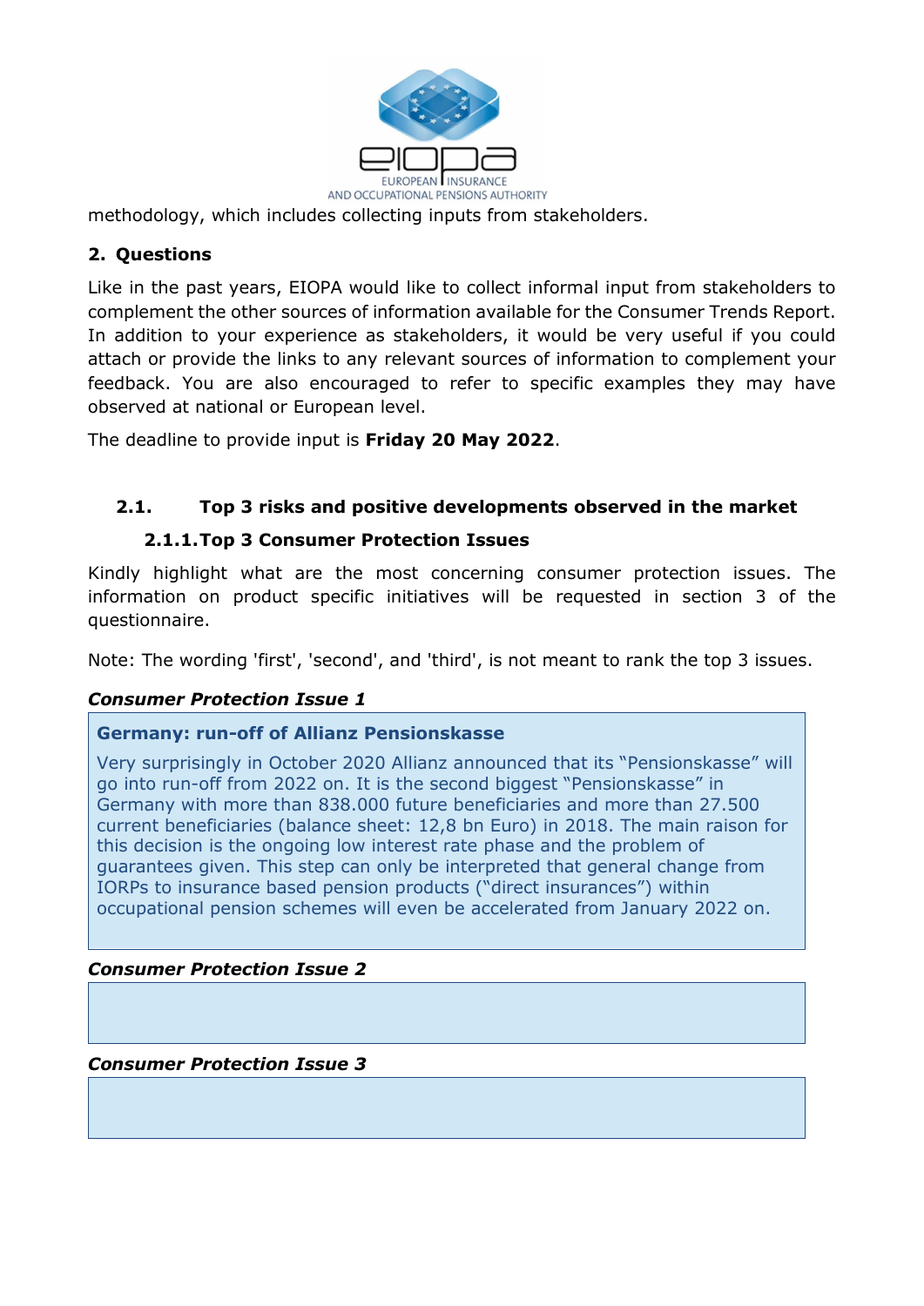methodology, which includes collecting inputs from stakeholders.

## 2. Questions

Like in the past years, EIOPA would like to collect informal input from stakeholders to complement the other sources of information available for the Consumer Trends Report. In addition to your experience as stakeholders, it would be very useful if you could attach or provide the links to any relevant sources of information to complement your feedback. You are also encouraged to refer to specific examples they may have observed at national or European level.

The deadline to provide input is **Friday 20 May 2022**.

### 2.1. Top 3 risks and positive developments observed in the market

#### 2.1.1. Top 3 Consumer Protection Issues

Kindly highlight what are the most concerning consumer protection issues. The information on product specific initiatives will be requested in section 3 of the questionnaire.

Note: The wording 'first', 'second', and 'third', is not meant to rank the top 3 issues.

***Consumer Protection Issue 1***

**Germany: run-off of Allianz Pensionskasse**

Very surprisingly in October 2020 Allianz announced that its "Pensionskasse" will go into run-off from 2022 on. It is the second biggest "Pensionskasse" in Germany with more than 838.000 future beneficiaries and more than 27.500 current beneficiaries (balance sheet: 12,8 bn Euro) in 2018. The main raison for this decision is the ongoing low interest rate phase and the problem of guarantees given. This step can only be interpreted that general change from IORPs to insurance based pension products ("direct insurances") within occupational pension schemes will even be accelerated from January 2022 on.

***Consumer Protection Issue 2***

***Consumer Protection Issue 3***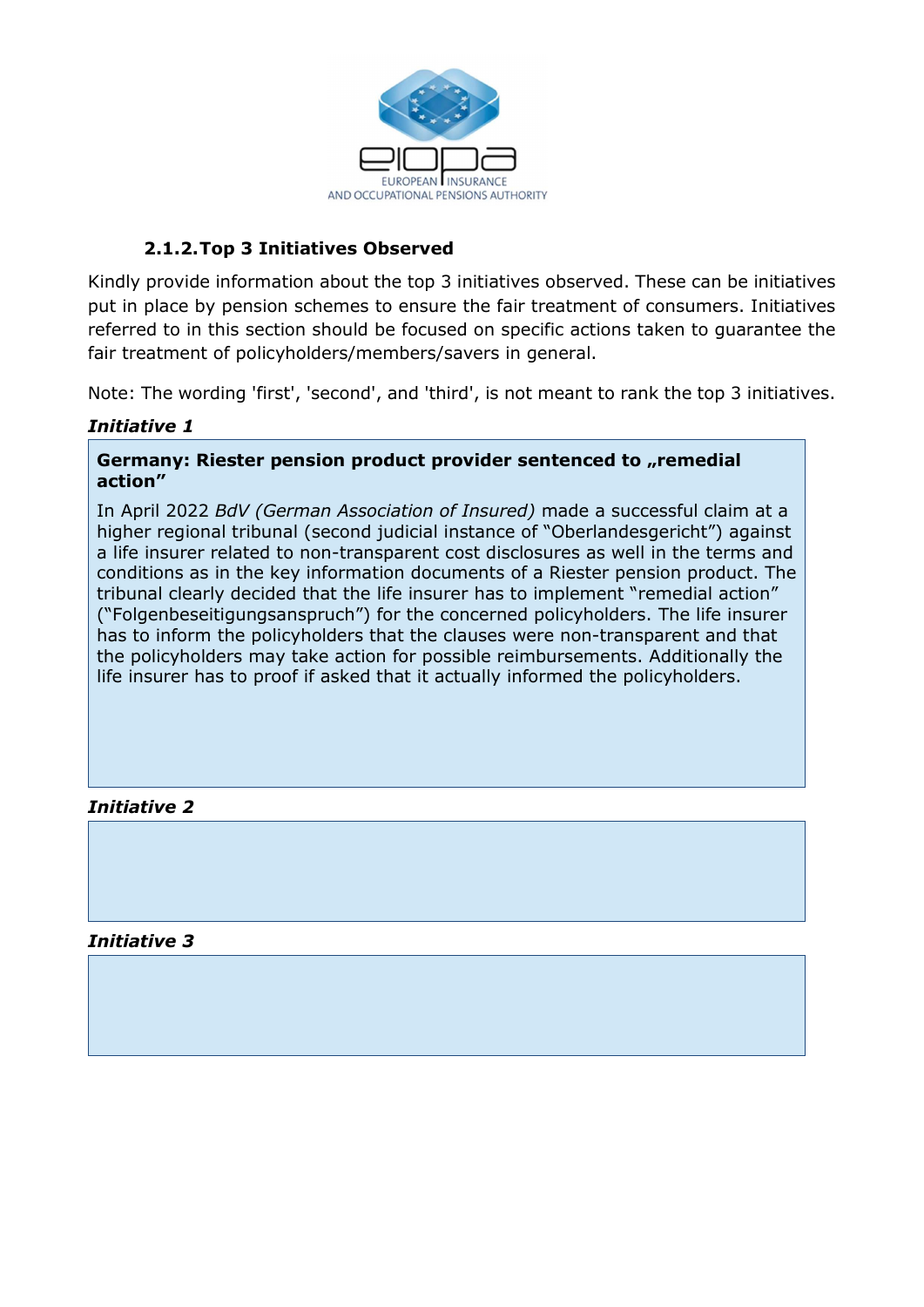### 2.1.2. Top 3 Initiatives Observed

Kindly provide information about the top 3 initiatives observed. These can be initiatives put in place by pension schemes to ensure the fair treatment of consumers. Initiatives referred to in this section should be focused on specific actions taken to guarantee the fair treatment of policyholders/members/savers in general.

Note: The wording 'first', 'second', and 'third', is not meant to rank the top 3 initiatives.

***Initiative 1***

**Germany: Riester pension product provider sentenced to „remedial action"**

In April 2022 *BdV (German Association of Insured)* made a successful claim at a higher regional tribunal (second judicial instance of "Oberlandesgericht") against a life insurer related to non-transparent cost disclosures as well in the terms and conditions as in the key information documents of a Riester pension product. The tribunal clearly decided that the life insurer has to implement "remedial action" ("Folgenbeseitigungsanspruch") for the concerned policyholders. The life insurer has to inform the policyholders that the clauses were non-transparent and that the policyholders may take action for possible reimbursements. Additionally the life insurer has to proof if asked that it actually informed the policyholders.

***Initiative 2***

***Initiative 3***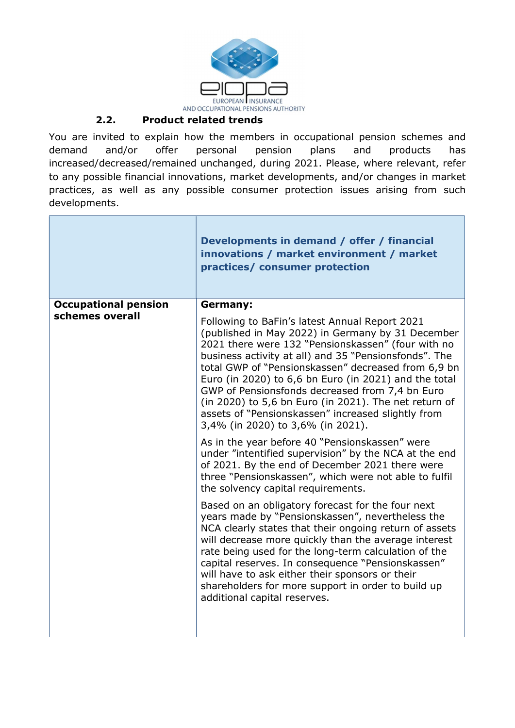### 2.2. Product related trends

You are invited to explain how the members in occupational pension schemes and demand and/or offer personal pension plans and products has increased/decreased/remained unchanged, during 2021. Please, where relevant, refer to any possible financial innovations, market developments, and/or changes in market practices, as well as any possible consumer protection issues arising from such developments.

| | **Developments in demand / offer / financial innovations / market environment / market practices/ consumer protection** |
|---|---|
| **Occupational pension schemes overall** | **Germany:**<br><br>Following to BaFin's latest Annual Report 2021 (published in May 2022) in Germany by 31 December 2021 there were 132 "Pensionskassen" (four with no business activity at all) and 35 "Pensionsfonds". The total GWP of "Pensionskassen" decreased from 6,9 bn Euro (in 2020) to 6,6 bn Euro (in 2021) and the total GWP of Pensionsfonds decreased from 7,4 bn Euro (in 2020) to 5,6 bn Euro (in 2021). The net return of assets of "Pensionskassen" increased slightly from 3,4% (in 2020) to 3,6% (in 2021).<br><br>As in the year before 40 "Pensionskassen" were under "intentified supervision" by the NCA at the end of 2021. By the end of December 2021 there were three "Pensionskassen", which were not able to fulfil the solvency capital requirements.<br><br>Based on an obligatory forecast for the four next years made by "Pensionskassen", nevertheless the NCA clearly states that their ongoing return of assets will decrease more quickly than the average interest rate being used for the long-term calculation of the capital reserves. In consequence "Pensionskassen" will have to ask either their sponsors or their shareholders for more support in order to build up additional capital reserves. |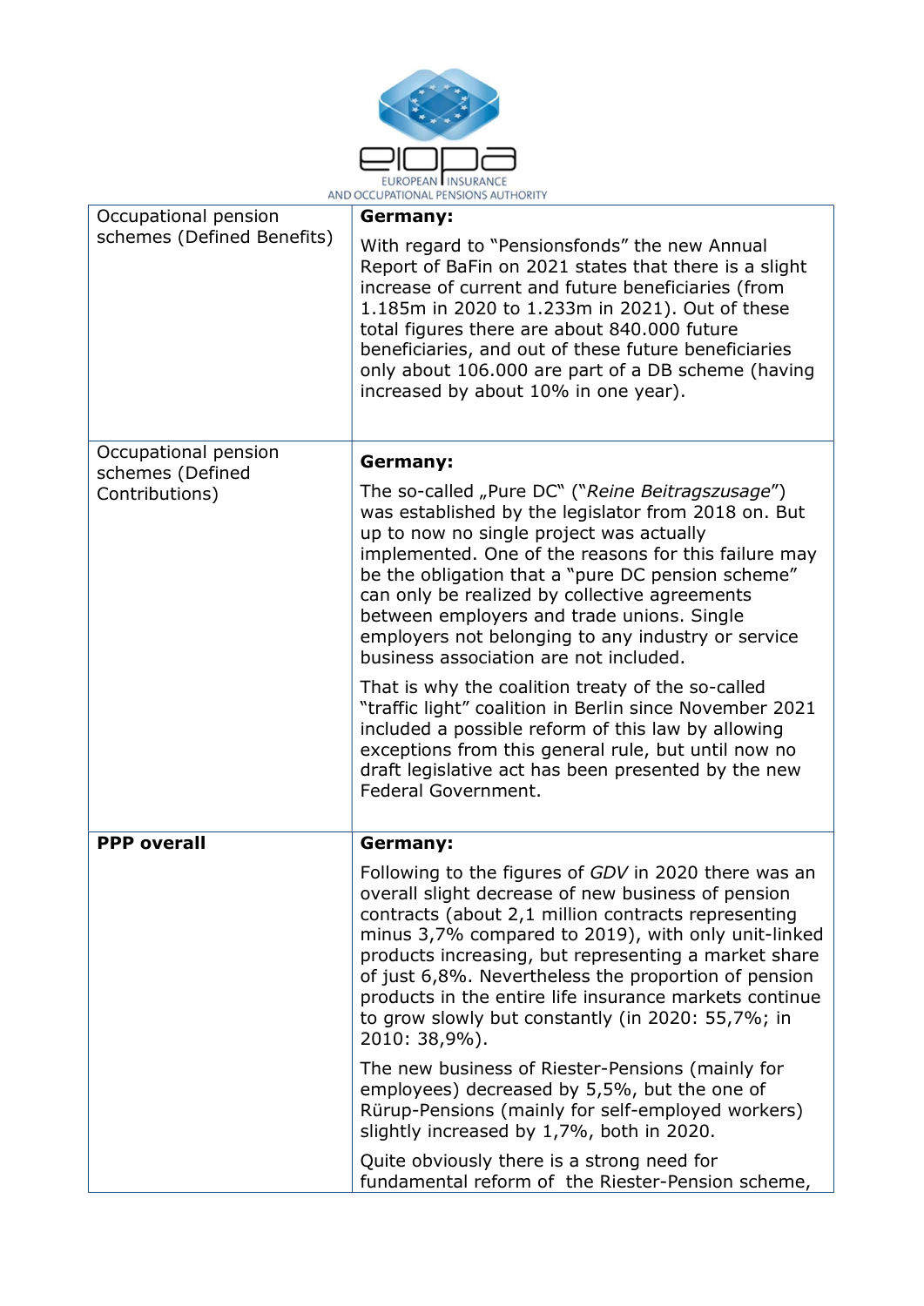| Occupational pension schemes (Defined Benefits) | **Germany:**<br><br>With regard to "Pensionsfonds" the new Annual Report of BaFin on 2021 states that there is a slight increase of current and future beneficiaries (from 1.185m in 2020 to 1.233m in 2021). Out of these total figures there are about 840.000 future beneficiaries, and out of these future beneficiaries only about 106.000 are part of a DB scheme (having increased by about 10% in one year). |
|---|---|
| Occupational pension schemes (Defined Contributions) | **Germany:**<br><br>The so-called „Pure DC" ("*Reine Beitragszusage*") was established by the legislator from 2018 on. But up to now no single project was actually implemented. One of the reasons for this failure may be the obligation that a "pure DC pension scheme" can only be realized by collective agreements between employers and trade unions. Single employers not belonging to any industry or service business association are not included.<br><br>That is why the coalition treaty of the so-called "traffic light" coalition in Berlin since November 2021 included a possible reform of this law by allowing exceptions from this general rule, but until now no draft legislative act has been presented by the new Federal Government. |
| **PPP overall** | **Germany:**<br><br>Following to the figures of *GDV* in 2020 there was an overall slight decrease of new business of pension contracts (about 2,1 million contracts representing minus 3,7% compared to 2019), with only unit-linked products increasing, but representing a market share of just 6,8%. Nevertheless the proportion of pension products in the entire life insurance markets continue to grow slowly but constantly (in 2020: 55,7%; in 2010: 38,9%).<br><br>The new business of Riester-Pensions (mainly for employees) decreased by 5,5%, but the one of Rürup-Pensions (mainly for self-employed workers) slightly increased by 1,7%, both in 2020.<br><br>Quite obviously there is a strong need for fundamental reform of the Riester-Pension scheme, |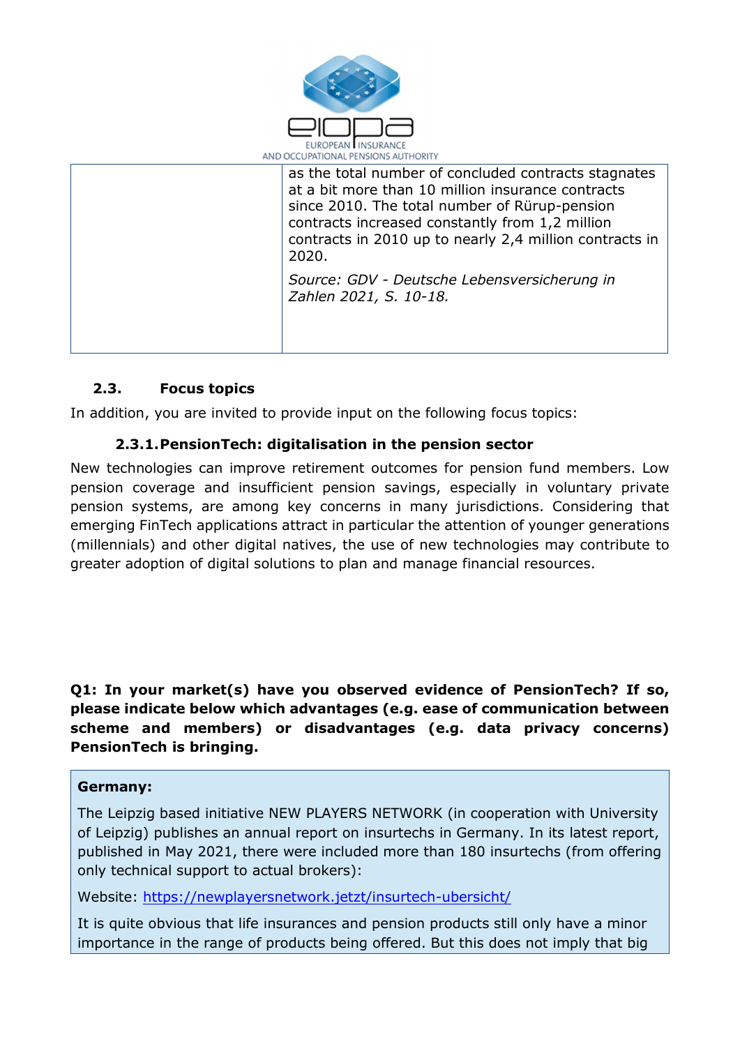| | as the total number of concluded contracts stagnates at a bit more than 10 million insurance contracts since 2010. The total number of Rürup-pension contracts increased constantly from 1,2 million contracts in 2010 up to nearly 2,4 million contracts in 2020.<br><br>*Source: GDV - Deutsche Lebensversicherung in Zahlen 2021, S. 10-18.* |
|---|---|

### 2.3. Focus topics

In addition, you are invited to provide input on the following focus topics:

#### 2.3.1. PensionTech: digitalisation in the pension sector

New technologies can improve retirement outcomes for pension fund members. Low pension coverage and insufficient pension savings, especially in voluntary private pension systems, are among key concerns in many jurisdictions. Considering that emerging FinTech applications attract in particular the attention of younger generations (millennials) and other digital natives, the use of new technologies may contribute to greater adoption of digital solutions to plan and manage financial resources.

**Q1: In your market(s) have you observed evidence of PensionTech? If so, please indicate below which advantages (e.g. ease of communication between scheme and members) or disadvantages (e.g. data privacy concerns) PensionTech is bringing.**

**Germany:**

The Leipzig based initiative NEW PLAYERS NETWORK (in cooperation with University of Leipzig) publishes an annual report on insurtechs in Germany. In its latest report, published in May 2021, there were included more than 180 insurtechs (from offering only technical support to actual brokers):

Website: [https://newplayersnetwork.jetzt/insurtech-ubersicht/](https://newplayersnetwork.jetzt/insurtech-ubersicht/)

It is quite obvious that life insurances and pension products still only have a minor importance in the range of products being offered. But this does not imply that big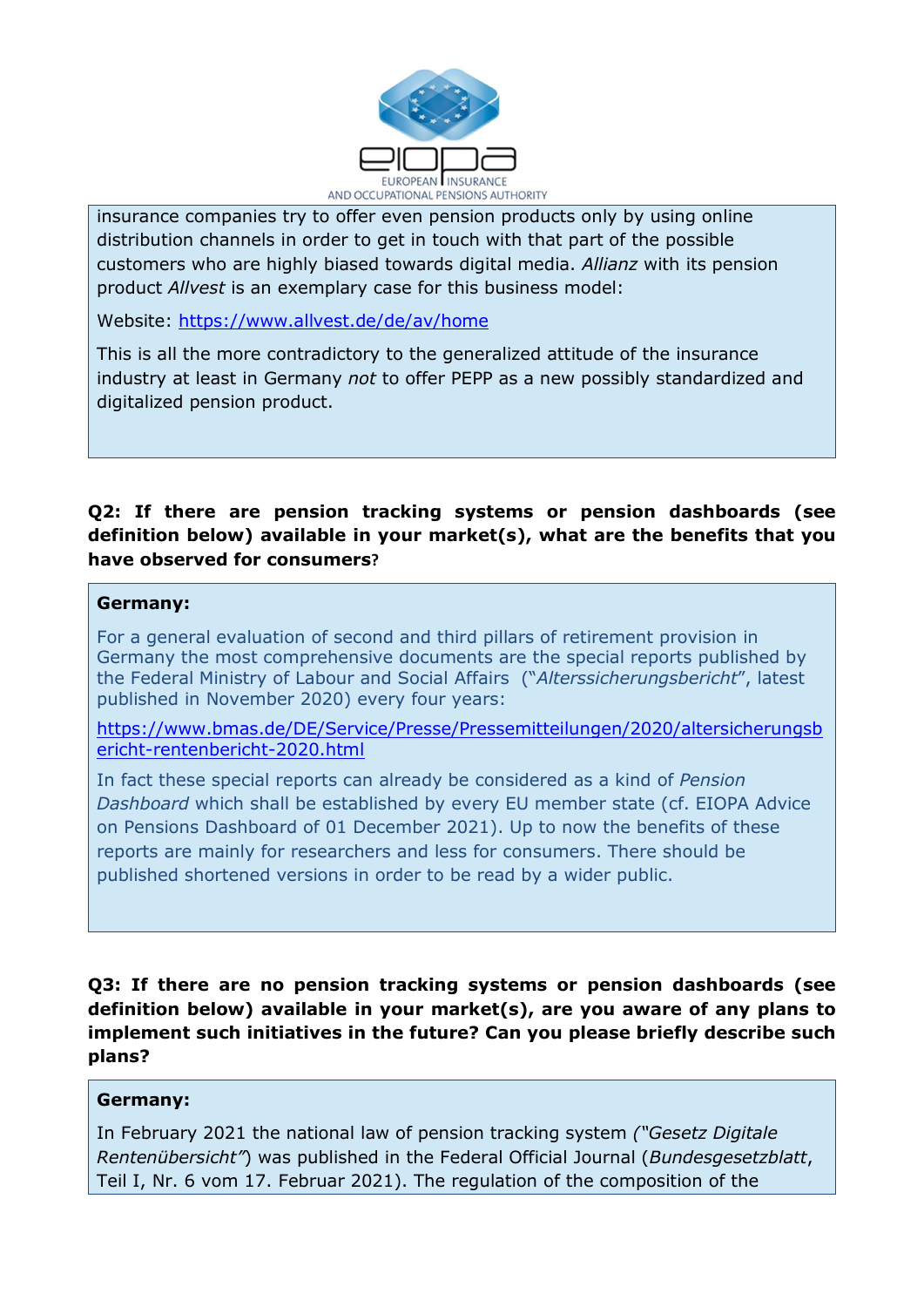insurance companies try to offer even pension products only by using online distribution channels in order to get in touch with that part of the possible customers who are highly biased towards digital media. *Allianz* with its pension product *Allvest* is an exemplary case for this business model:

Website: https://www.allvest.de/de/av/home

This is all the more contradictory to the generalized attitude of the insurance industry at least in Germany *not* to offer PEPP as a new possibly standardized and digitalized pension product.

**Q2: If there are pension tracking systems or pension dashboards (see definition below) available in your market(s), what are the benefits that you have observed for consumers?**

**Germany:**

For a general evaluation of second and third pillars of retirement provision in Germany the most comprehensive documents are the special reports published by the Federal Ministry of Labour and Social Affairs ("*Alterssicherungsbericht*", latest published in November 2020) every four years:

https://www.bmas.de/DE/Service/Presse/Pressemitteilungen/2020/altersicherungsbericht-rentenbericht-2020.html

In fact these special reports can already be considered as a kind of *Pension Dashboard* which shall be established by every EU member state (cf. EIOPA Advice on Pensions Dashboard of 01 December 2021). Up to now the benefits of these reports are mainly for researchers and less for consumers. There should be published shortened versions in order to be read by a wider public.

**Q3: If there are no pension tracking systems or pension dashboards (see definition below) available in your market(s), are you aware of any plans to implement such initiatives in the future? Can you please briefly describe such plans?**

**Germany:**

In February 2021 the national law of pension tracking system *("Gesetz Digitale Rentenübersicht")* was published in the Federal Official Journal (*Bundesgesetzblatt*, Teil I, Nr. 6 vom 17. Februar 2021). The regulation of the composition of the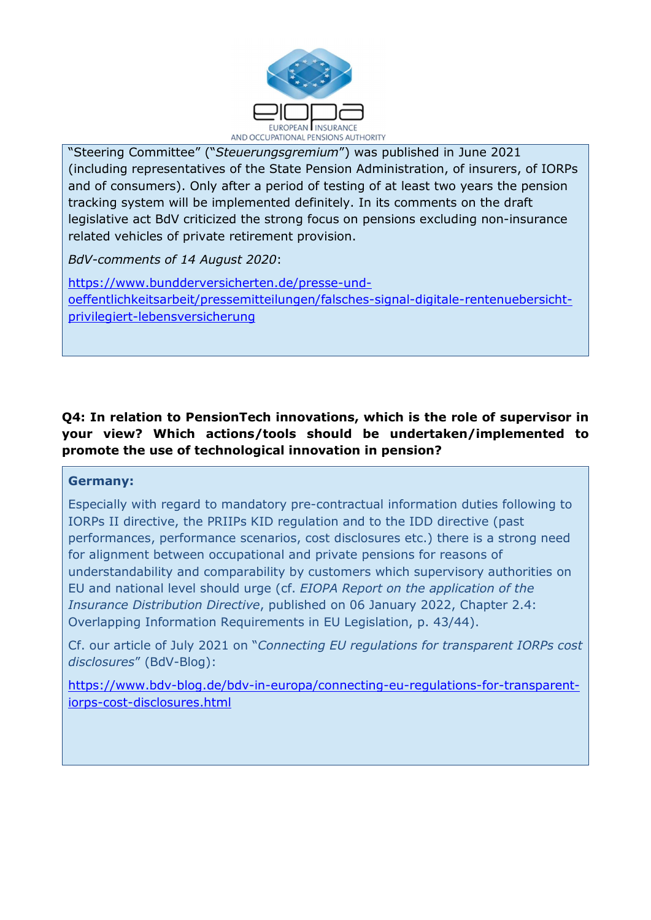"Steering Committee" ("*Steuerungsgremium*") was published in June 2021 (including representatives of the State Pension Administration, of insurers, of IORPs and of consumers). Only after a period of testing of at least two years the pension tracking system will be implemented definitely. In its comments on the draft legislative act BdV criticized the strong focus on pensions excluding non-insurance related vehicles of private retirement provision.

*BdV-comments of 14 August 2020*:

https://www.bundderversicherten.de/presse-und-oeffentlichkeitsarbeit/pressemitteilungen/falsches-signal-digitale-rentenuebersicht-privilegiert-lebensversicherung

**Q4: In relation to PensionTech innovations, which is the role of supervisor in your view? Which actions/tools should be undertaken/implemented to promote the use of technological innovation in pension?**

**Germany:**

Especially with regard to mandatory pre-contractual information duties following to IORPs II directive, the PRIIPs KID regulation and to the IDD directive (past performances, performance scenarios, cost disclosures etc.) there is a strong need for alignment between occupational and private pensions for reasons of understandability and comparability by customers which supervisory authorities on EU and national level should urge (cf. *EIOPA Report on the application of the Insurance Distribution Directive*, published on 06 January 2022, Chapter 2.4: Overlapping Information Requirements in EU Legislation, p. 43/44).

Cf. our article of July 2021 on "*Connecting EU regulations for transparent IORPs cost disclosures*" (BdV-Blog):

https://www.bdv-blog.de/bdv-in-europa/connecting-eu-regulations-for-transparent-iorps-cost-disclosures.html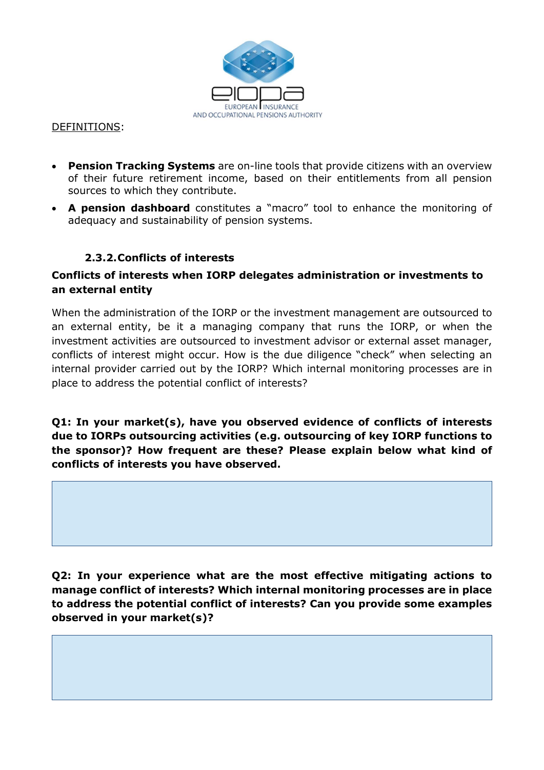DEFINITIONS:

- **Pension Tracking Systems** are on-line tools that provide citizens with an overview of their future retirement income, based on their entitlements from all pension sources to which they contribute.
- **A pension dashboard** constitutes a "macro" tool to enhance the monitoring of adequacy and sustainability of pension systems.

### 2.3.2. Conflicts of interests

**Conflicts of interests when IORP delegates administration or investments to an external entity**

When the administration of the IORP or the investment management are outsourced to an external entity, be it a managing company that runs the IORP, or when the investment activities are outsourced to investment advisor or external asset manager, conflicts of interest might occur. How is the due diligence "check" when selecting an internal provider carried out by the IORP? Which internal monitoring processes are in place to address the potential conflict of interests?

**Q1: In your market(s), have you observed evidence of conflicts of interests due to IORPs outsourcing activities (e.g. outsourcing of key IORP functions to the sponsor)? How frequent are these? Please explain below what kind of conflicts of interests you have observed.**

**Q2: In your experience what are the most effective mitigating actions to manage conflict of interests? Which internal monitoring processes are in place to address the potential conflict of interests? Can you provide some examples observed in your market(s)?**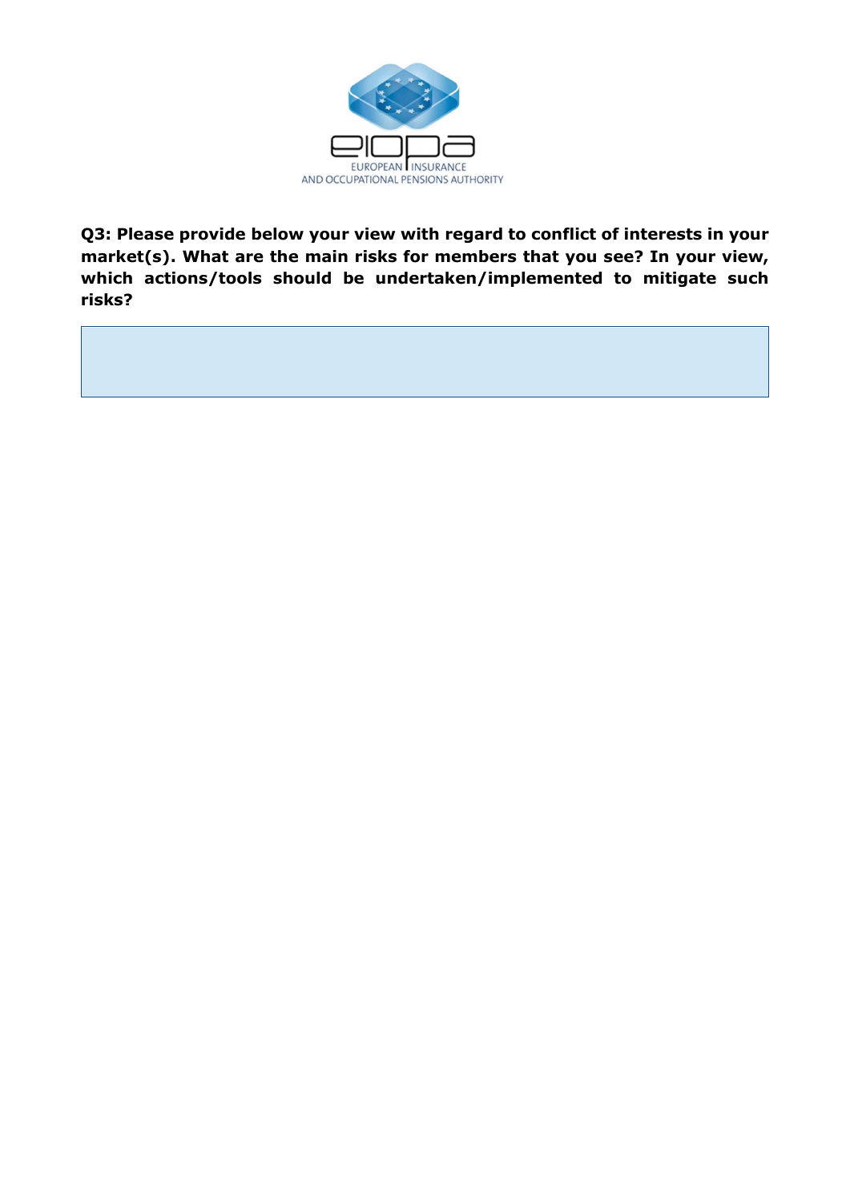**Q3: Please provide below your view with regard to conflict of interests in your market(s). What are the main risks for members that you see? In your view, which actions/tools should be undertaken/implemented to mitigate such risks?**